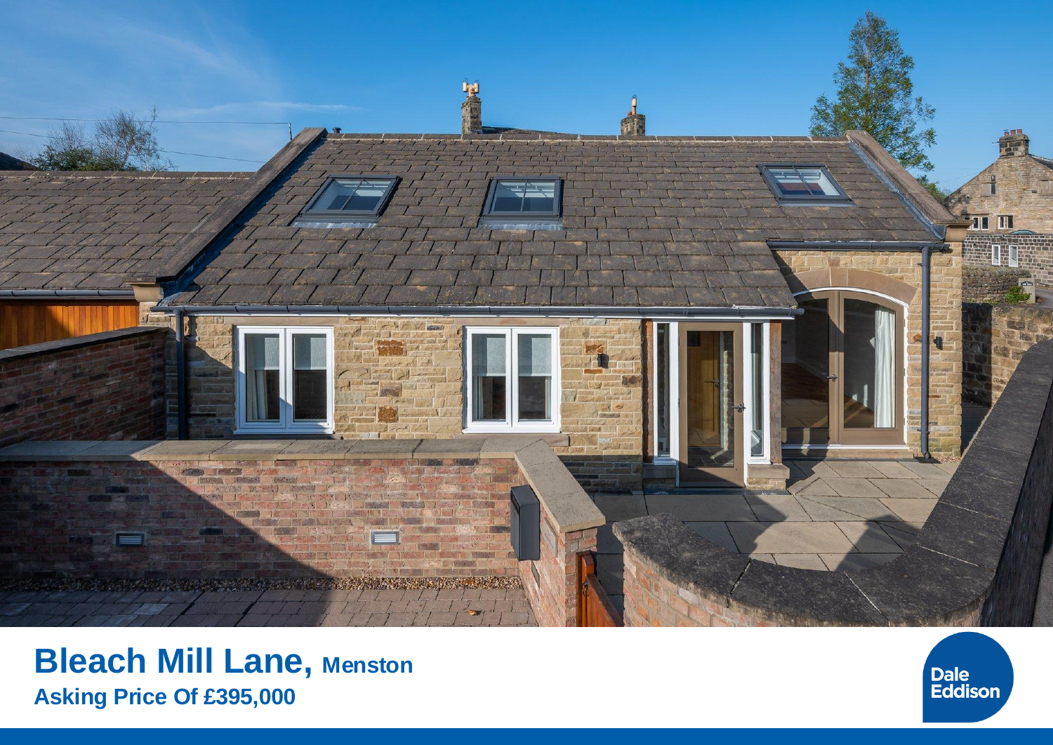# Bleach Mill Lane, Menston

**Asking Price Of £395,000**

Dale Eddison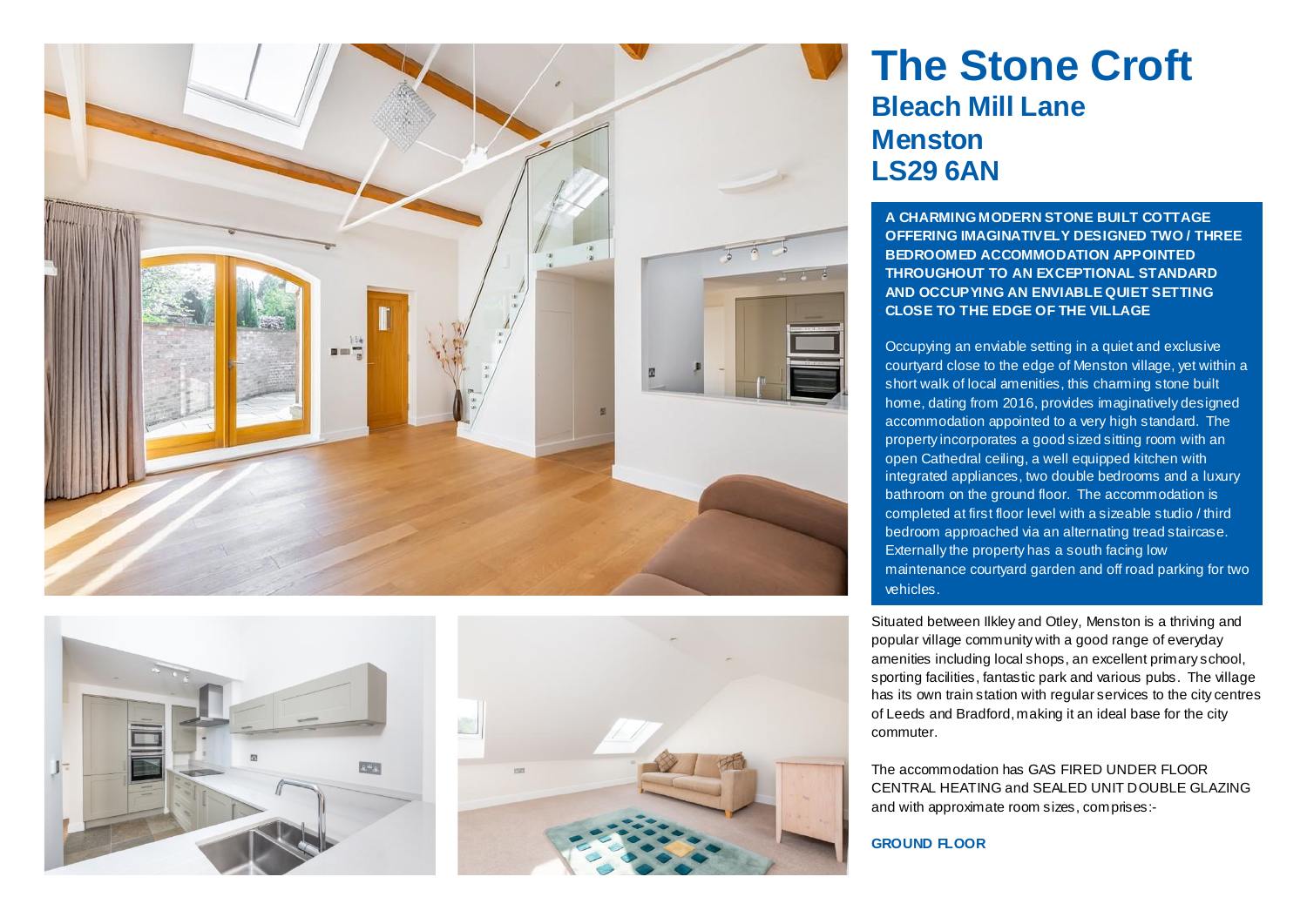# The Stone Croft

## Bleach Mill Lane
## Menston
## LS29 6AN

**A CHARMING MODERN STONE BUILT COTTAGE OFFERING IMAGINATIVELY DESIGNED TWO / THREE BEDROOMED ACCOMMODATION APPOINTED THROUGHOUT TO AN EXCEPTIONAL STANDARD AND OCCUPYING AN ENVIABLE QUIET SETTING CLOSE TO THE EDGE OF THE VILLAGE**

Occupying an enviable setting in a quiet and exclusive courtyard close to the edge of Menston village, yet within a short walk of local amenities, this charming stone built home, dating from 2016, provides imaginatively designed accommodation appointed to a very high standard. The property incorporates a good sized sitting room with an open Cathedral ceiling, a well equipped kitchen with integrated appliances, two double bedrooms and a luxury bathroom on the ground floor. The accommodation is completed at first floor level with a sizeable studio / third bedroom approached via an alternating tread staircase. Externally the property has a south facing low maintenance courtyard garden and off road parking for two vehicles.

Situated between Ilkley and Otley, Menston is a thriving and popular village community with a good range of everyday amenities including local shops, an excellent primary school, sporting facilities, fantastic park and various pubs. The village has its own train station with regular services to the city centres of Leeds and Bradford, making it an ideal base for the city commuter.

The accommodation has GAS FIRED UNDER FLOOR CENTRAL HEATING and SEALED UNIT DOUBLE GLAZING and with approximate room sizes, comprises:-

**GROUND FLOOR**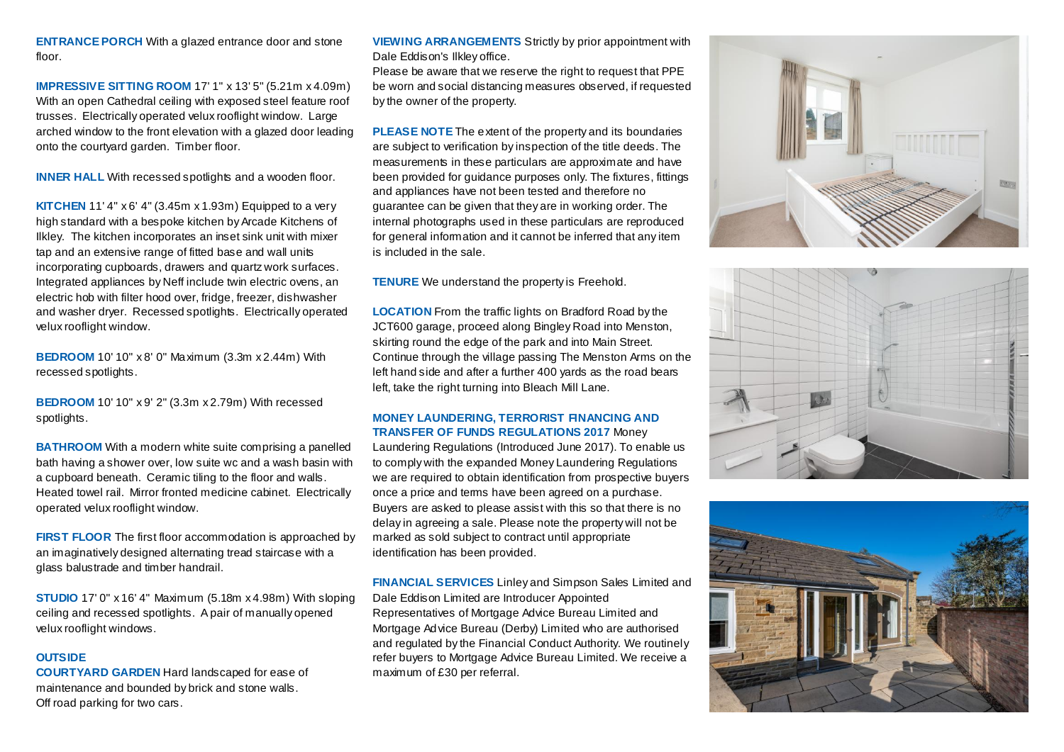**ENTRANCE PORCH** With a glazed entrance door and stone floor.

**IMPRESSIVE SITTING ROOM** 17' 1" x 13' 5" (5.21m x 4.09m) With an open Cathedral ceiling with exposed steel feature roof trusses. Electrically operated velux rooflight window. Large arched window to the front elevation with a glazed door leading onto the courtyard garden. Timber floor.

**INNER HALL** With recessed spotlights and a wooden floor.

**KITCHEN** 11' 4" x 6' 4" (3.45m x 1.93m) Equipped to a very high standard with a bespoke kitchen by Arcade Kitchens of Ilkley. The kitchen incorporates an inset sink unit with mixer tap and an extensive range of fitted base and wall units incorporating cupboards, drawers and quartz work surfaces. Integrated appliances by Neff include twin electric ovens, an electric hob with filter hood over, fridge, freezer, dishwasher and washer dryer. Recessed spotlights. Electrically operated velux rooflight window.

**BEDROOM** 10' 10" x 8' 0" Maximum (3.3m x 2.44m) With recessed spotlights.

**BEDROOM** 10' 10" x 9' 2" (3.3m x 2.79m) With recessed spotlights.

**BATHROOM** With a modern white suite comprising a panelled bath having a shower over, low suite wc and a wash basin with a cupboard beneath. Ceramic tiling to the floor and walls. Heated towel rail. Mirror fronted medicine cabinet. Electrically operated velux rooflight window.

**FIRST FLOOR** The first floor accommodation is approached by an imaginatively designed alternating tread staircase with a glass balustrade and timber handrail.

**STUDIO** 17' 0" x 16' 4" Maximum (5.18m x 4.98m) With sloping ceiling and recessed spotlights. A pair of manually opened velux rooflight windows.

**OUTSIDE**

**COURTYARD GARDEN** Hard landscaped for ease of maintenance and bounded by brick and stone walls. Off road parking for two cars.

**VIEWING ARRANGEMENTS** Strictly by prior appointment with Dale Eddison's Ilkley office.
Please be aware that we reserve the right to request that PPE be worn and social distancing measures observed, if requested by the owner of the property.

**PLEASE NOTE** The extent of the property and its boundaries are subject to verification by inspection of the title deeds. The measurements in these particulars are approximate and have been provided for guidance purposes only. The fixtures, fittings and appliances have not been tested and therefore no guarantee can be given that they are in working order. The internal photographs used in these particulars are reproduced for general information and it cannot be inferred that any item is included in the sale.

**TENURE** We understand the property is Freehold.

**LOCATION** From the traffic lights on Bradford Road by the JCT600 garage, proceed along Bingley Road into Menston, skirting round the edge of the park and into Main Street. Continue through the village passing The Menston Arms on the left hand side and after a further 400 yards as the road bears left, take the right turning into Bleach Mill Lane.

**MONEY LAUNDERING, TERRORIST FINANCING AND TRANSFER OF FUNDS REGULATIONS 2017** Money Laundering Regulations (Introduced June 2017). To enable us to comply with the expanded Money Laundering Regulations we are required to obtain identification from prospective buyers once a price and terms have been agreed on a purchase. Buyers are asked to please assist with this so that there is no delay in agreeing a sale. Please note the property will not be marked as sold subject to contract until appropriate identification has been provided.

**FINANCIAL SERVICES** Linley and Simpson Sales Limited and Dale Eddison Limited are Introducer Appointed Representatives of Mortgage Advice Bureau Limited and Mortgage Advice Bureau (Derby) Limited who are authorised and regulated by the Financial Conduct Authority. We routinely refer buyers to Mortgage Advice Bureau Limited. We receive a maximum of £30 per referral.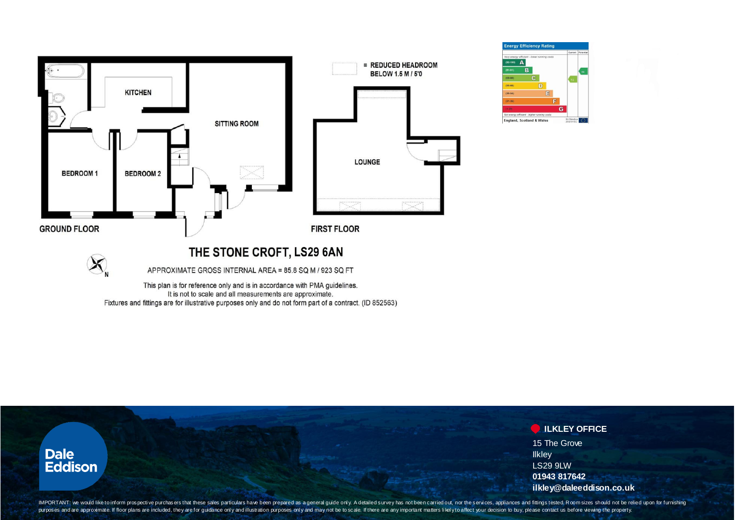= REDUCED HEADROOM BELOW 1.5 M / 5'0

KITCHEN

SITTING ROOM

BEDROOM 1

BEDROOM 2

LOUNGE

GROUND FLOOR

FIRST FLOOR

# THE STONE CROFT, LS29 6AN

N

APPROXIMATE GROSS INTERNAL AREA = 85.8 SQ M / 923 SQ FT

This plan is for reference only and is in accordance with PMA guidelines.
It is not to scale and all measurements are approximate.
Fixtures and fittings are for illustrative purposes only and do not form part of a contract. (ID 852563)

Energy Efficiency Rating

Current

Potential

Very energy efficient - lower running costs

(92-100) A

(81-91) B

(69-80) C

(55-68) D

(39-54) E

(21-38) F

(1-20) G

Not energy efficient - higher running costs

72

84

England, Scotland & Wales

EU Directive 2002/91/EC

Dale Eddison

**ILKLEY OFFICE**

15 The Grove
Ilkley
LS29 9LW
**01943 817642**
**ilkley@daleeddison.co.uk**

IMPORTANT: we would like to inform prospective purchasers that these sales particulars have been prepared as a general guide only. A detailed survey has not been carried out, nor the services, appliances and fittings tested. Room sizes should not be relied upon for furnishing purposes and are approximate. If floor plans are included, they are for guidance only and illustration purposes only and may not be to scale. If there are any important matters likely to affect your decision to buy, please contact us before viewing the property.